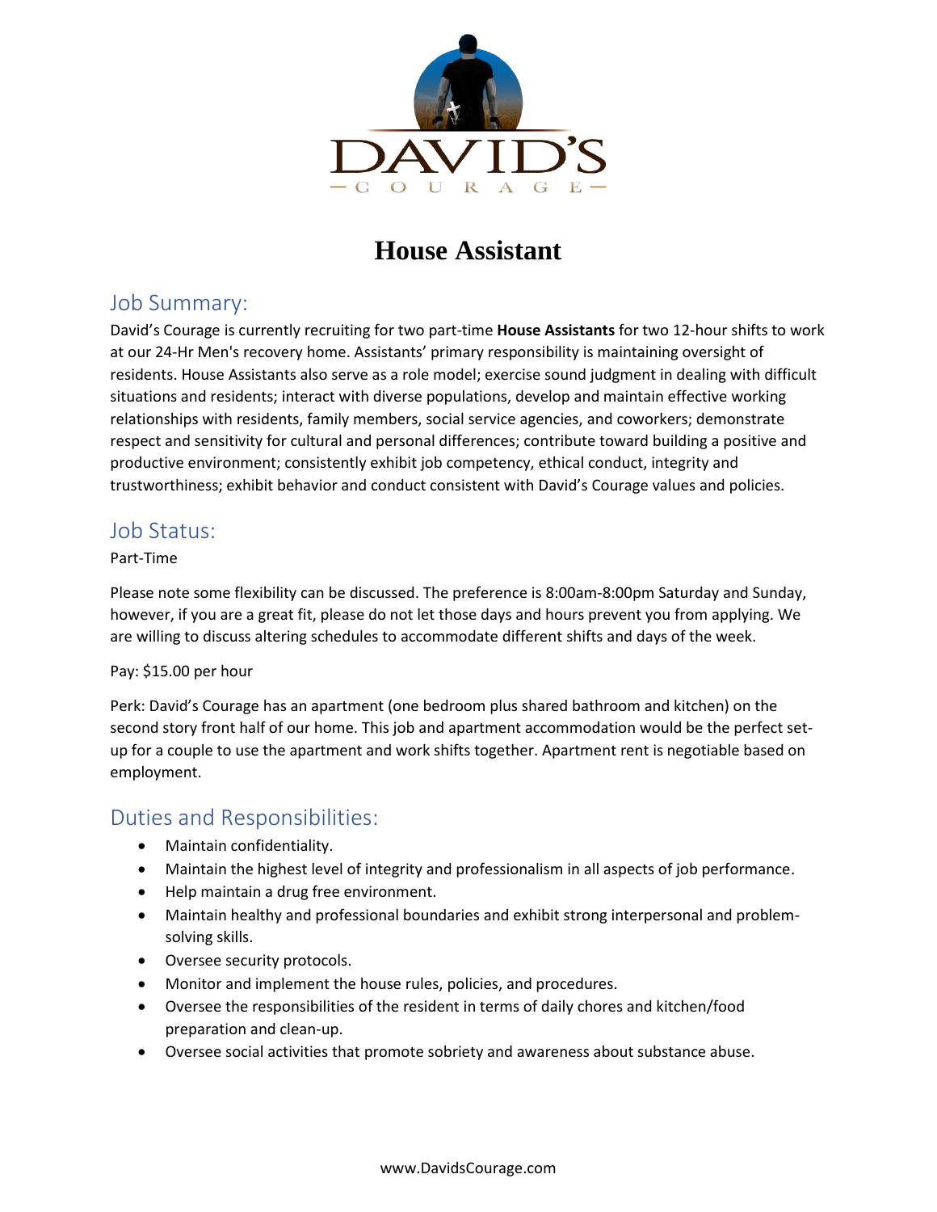DAVID'S

COURAGE

# House Assistant

## Job Summary:

David's Courage is currently recruiting for two part-time **House Assistants** for two 12-hour shifts to work at our 24-Hr Men's recovery home. Assistants' primary responsibility is maintaining oversight of residents. House Assistants also serve as a role model; exercise sound judgment in dealing with difficult situations and residents; interact with diverse populations, develop and maintain effective working relationships with residents, family members, social service agencies, and coworkers; demonstrate respect and sensitivity for cultural and personal differences; contribute toward building a positive and productive environment; consistently exhibit job competency, ethical conduct, integrity and trustworthiness; exhibit behavior and conduct consistent with David's Courage values and policies.

## Job Status:

Part-Time

Please note some flexibility can be discussed. The preference is 8:00am-8:00pm Saturday and Sunday, however, if you are a great fit, please do not let those days and hours prevent you from applying. We are willing to discuss altering schedules to accommodate different shifts and days of the week.

Pay: $15.00 per hour

Perk: David's Courage has an apartment (one bedroom plus shared bathroom and kitchen) on the second story front half of our home. This job and apartment accommodation would be the perfect set-up for a couple to use the apartment and work shifts together. Apartment rent is negotiable based on employment.

## Duties and Responsibilities:

- Maintain confidentiality.
- Maintain the highest level of integrity and professionalism in all aspects of job performance.
- Help maintain a drug free environment.
- Maintain healthy and professional boundaries and exhibit strong interpersonal and problem-solving skills.
- Oversee security protocols.
- Monitor and implement the house rules, policies, and procedures.
- Oversee the responsibilities of the resident in terms of daily chores and kitchen/food preparation and clean-up.
- Oversee social activities that promote sobriety and awareness about substance abuse.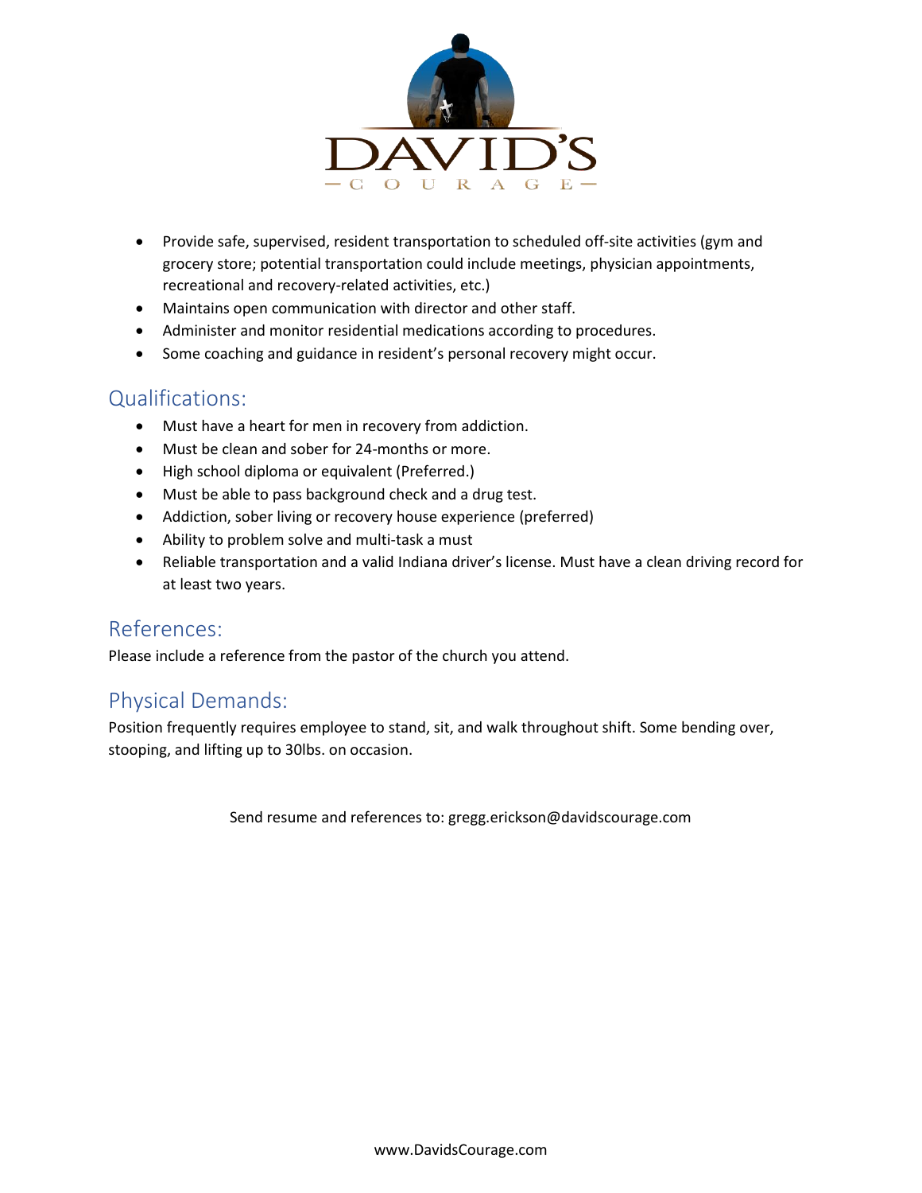- Provide safe, supervised, resident transportation to scheduled off-site activities (gym and grocery store; potential transportation could include meetings, physician appointments, recreational and recovery-related activities, etc.)
- Maintains open communication with director and other staff.
- Administer and monitor residential medications according to procedures.
- Some coaching and guidance in resident's personal recovery might occur.

## Qualifications:

- Must have a heart for men in recovery from addiction.
- Must be clean and sober for 24-months or more.
- High school diploma or equivalent (Preferred.)
- Must be able to pass background check and a drug test.
- Addiction, sober living or recovery house experience (preferred)
- Ability to problem solve and multi-task a must
- Reliable transportation and a valid Indiana driver's license. Must have a clean driving record for at least two years.

## References:

Please include a reference from the pastor of the church you attend.

## Physical Demands:

Position frequently requires employee to stand, sit, and walk throughout shift. Some bending over, stooping, and lifting up to 30lbs. on occasion.

Send resume and references to: gregg.erickson@davidscourage.com

www.DavidsCourage.com